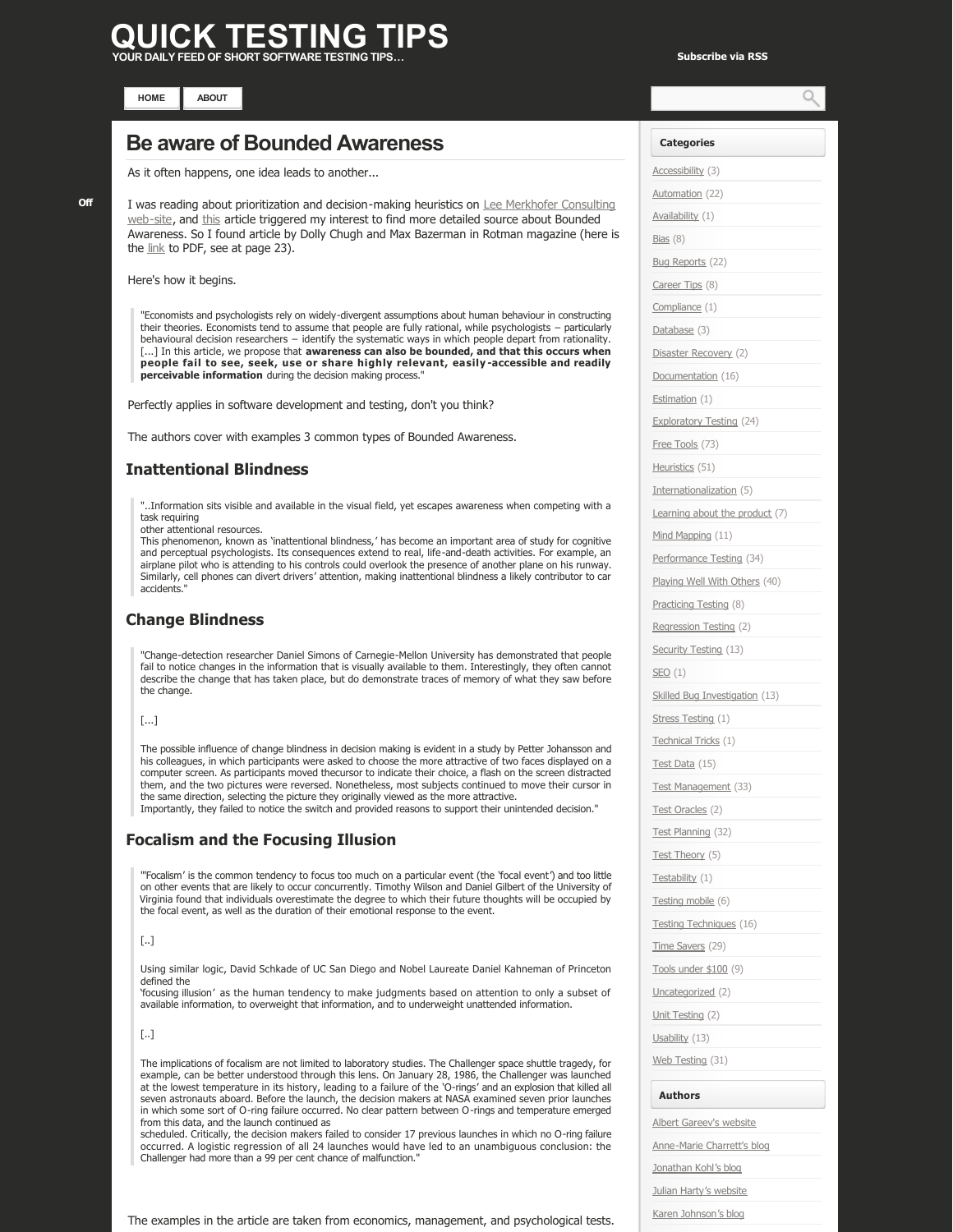# QUICK TESTING TIPS

YOUR DAILY FEED OF SHORT SOFTWARE TESTING TIPS…

Subscribe via RSS

HOME | ABOUT

## Be aware of Bounded Awareness

As it often happens, one idea leads to another...

I was reading about prioritization and decision-making heuristics on Lee Merkhofer Consulting web-site, and this article triggered my interest to find more detailed source about Bounded Awareness. So I found article by Dolly Chugh and Max Bazerman in Rotman magazine (here is the link to PDF, see at page 23).

Here's how it begins.

> "Economists and psychologists rely on widely-divergent assumptions about human behaviour in constructing their theories. Economists tend to assume that people are fully rational, while psychologists – particularly behavioural decision researchers – identify the systematic ways in which people depart from rationality. [...] In this article, we propose that **awareness can also be bounded, and that this occurs when people fail to see, seek, use or share highly relevant, easily-accessible and readily perceivable information** during the decision making process."

Perfectly applies in software development and testing, don't you think?

The authors cover with examples 3 common types of Bounded Awareness.

### Inattentional Blindness

> "..Information sits visible and available in the visual field, yet escapes awareness when competing with a task requiring
> other attentional resources.
> This phenomenon, known as 'inattentional blindness,' has become an important area of study for cognitive and perceptual psychologists. Its consequences extend to real, life-and-death activities. For example, an airplane pilot who is attending to his controls could overlook the presence of another plane on his runway. Similarly, cell phones can divert drivers' attention, making inattentional blindness a likely contributor to car accidents."

### Change Blindness

> "Change-detection researcher Daniel Simons of Carnegie-Mellon University has demonstrated that people fail to notice changes in the information that is visually available to them. Interestingly, they often cannot describe the change that has taken place, but do demonstrate traces of memory of what they saw before the change.
>
> [...]
>
> The possible influence of change blindness in decision making is evident in a study by Petter Johansson and his colleagues, in which participants were asked to choose the more attractive of two faces displayed on a computer screen. As participants moved thecursor to indicate their choice, a flash on the screen distracted them, and the two pictures were reversed. Nonetheless, most subjects continued to move their cursor in the same direction, selecting the picture they originally viewed as the more attractive.
> Importantly, they failed to notice the switch and provided reasons to support their unintended decision."

### Focalism and the Focusing Illusion

> "'Focalism' is the common tendency to focus too much on a particular event (the 'focal event') and too little on other events that are likely to occur concurrently. Timothy Wilson and Daniel Gilbert of the University of Virginia found that individuals overestimate the degree to which their future thoughts will be occupied by the focal event, as well as the duration of their emotional response to the event.
>
> [..]
>
> Using similar logic, David Schkade of UC San Diego and Nobel Laureate Daniel Kahneman of Princeton defined the
> 'focusing illusion' as the human tendency to make judgments based on attention to only a subset of available information, to overweight that information, and to underweight unattended information.
>
> [..]
>
> The implications of focalism are not limited to laboratory studies. The Challenger space shuttle tragedy, for example, can be better understood through this lens. On January 28, 1986, the Challenger was launched at the lowest temperature in its history, leading to a failure of the 'O-rings' and an explosion that killed all seven astronauts aboard. Before the launch, the decision makers at NASA examined seven prior launches in which some sort of O-ring failure occurred. No clear pattern between O-rings and temperature emerged from this data, and the launch continued as
> scheduled. Critically, the decision makers failed to consider 17 previous launches in which no O-ring failure occurred. A logistic regression of all 24 launches would have led to an unambiguous conclusion: the Challenger had more than a 99 per cent chance of malfunction."

The examples in the article are taken from economics, management, and psychological tests.

#### Categories

- Accessibility (3)
- Automation (22)
- Availability (1)
- Bias (8)
- Bug Reports (22)
- Career Tips (8)
- Compliance (1)
- Database (3)
- Disaster Recovery (2)
- Documentation (16)
- Estimation (1)
- Exploratory Testing (24)
- Free Tools (73)
- Heuristics (51)
- Internationalization (5)
- Learning about the product (7)
- Mind Mapping (11)
- Performance Testing (34)
- Playing Well With Others (40)
- Practicing Testing (8)
- Regression Testing (2)
- Security Testing (13)
- SEO (1)
- Skilled Bug Investigation (13)
- Stress Testing (1)
- Technical Tricks (1)
- Test Data (15)
- Test Management (33)
- Test Oracles (2)
- Test Planning (32)
- Test Theory (5)
- Testability (1)
- Testing mobile (6)
- Testing Techniques (16)
- Time Savers (29)
- Tools under $100 (9)
- Uncategorized (2)
- Unit Testing (2)
- Usability (13)
- Web Testing (31)

#### Authors

- Albert Gareev's website
- Anne-Marie Charrett's blog
- Jonathan Kohl's blog
- Julian Harty's website
- Karen Johnson's blog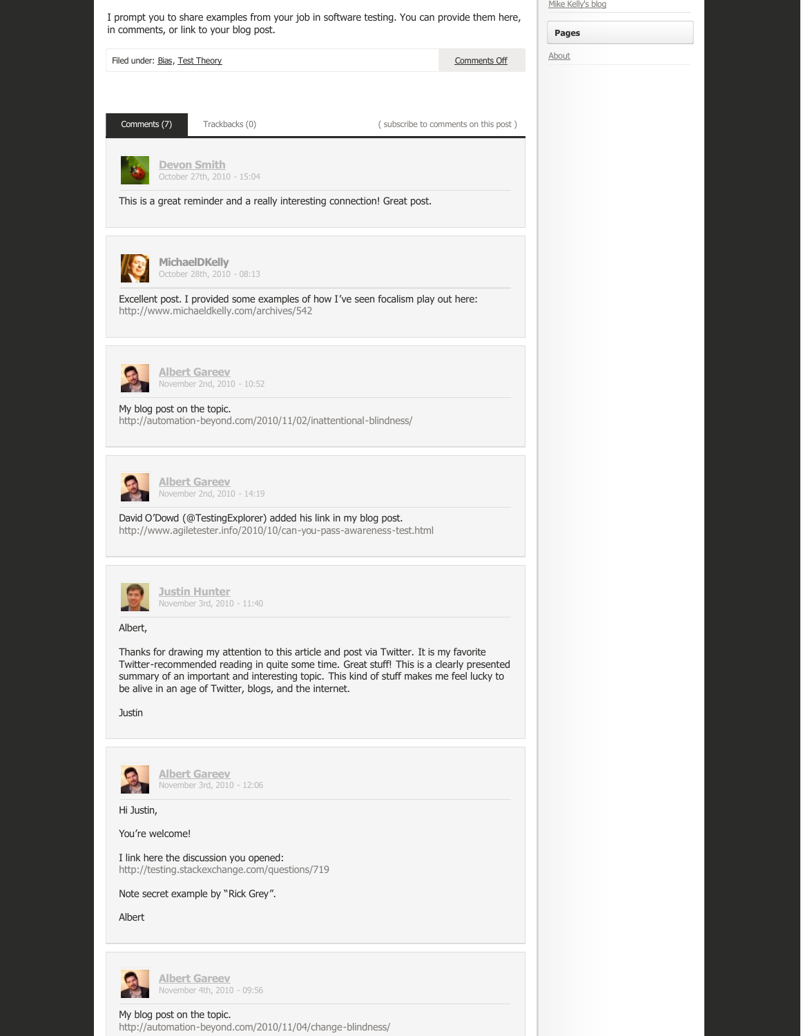I prompt you to share examples from your job in software testing. You can provide them here, in comments, or link to your blog post.

Filed under: Bias, Test Theory | Comments Off

Comments (7) | Trackbacks (0) | ( subscribe to comments on this post )

---

**Devon Smith**
October 27th, 2010 - 15:04

This is a great reminder and a really interesting connection! Great post.

---

**MichaelDKelly**
October 28th, 2010 - 08:13

Excellent post. I provided some examples of how I've seen focalism play out here:
http://www.michaeldkelly.com/archives/542

---

**Albert Gareev**
November 2nd, 2010 - 10:52

My blog post on the topic.
http://automation-beyond.com/2010/11/02/inattentional-blindness/

---

**Albert Gareev**
November 2nd, 2010 - 14:19

David O'Dowd (@TestingExplorer) added his link in my blog post.
http://www.agiletester.info/2010/10/can-you-pass-awareness-test.html

---

**Justin Hunter**
November 3rd, 2010 - 11:40

Albert,

Thanks for drawing my attention to this article and post via Twitter. It is my favorite Twitter-recommended reading in quite some time. Great stuff! This is a clearly presented summary of an important and interesting topic. This kind of stuff makes me feel lucky to be alive in an age of Twitter, blogs, and the internet.

Justin

---

**Albert Gareev**
November 3rd, 2010 - 12:06

Hi Justin,

You're welcome!

I link here the discussion you opened:
http://testing.stackexchange.com/questions/719

Note secret example by "Rick Grey".

Albert

---

**Albert Gareev**
November 4th, 2010 - 09:56

My blog post on the topic.
http://automation-beyond.com/2010/11/04/change-blindness/

---

Mike Kelly's blog

**Pages**

About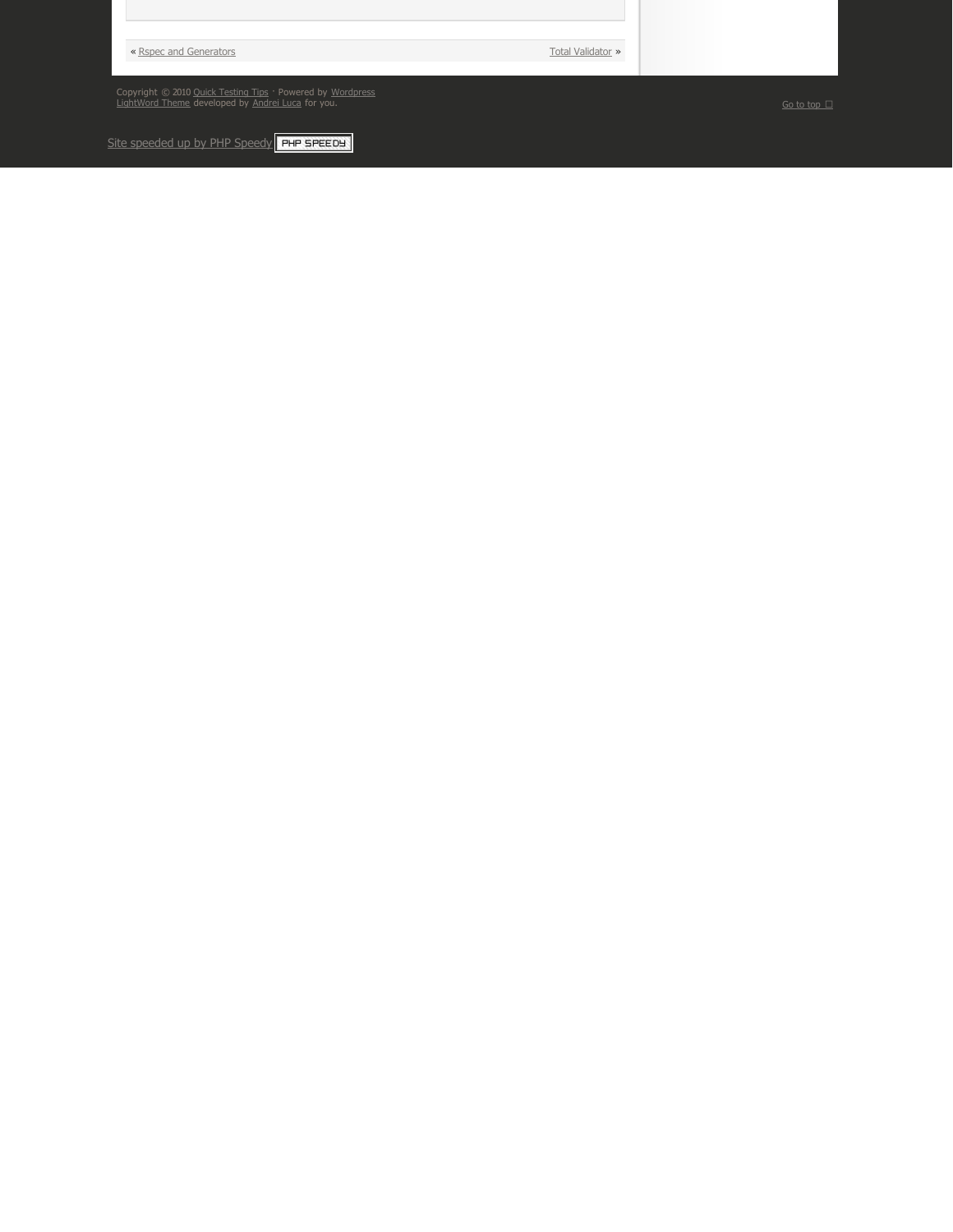« Rspec and Generators

Total Validator »

Copyright © 2010 Quick Testing Tips · Powered by Wordpress
LightWord Theme developed by Andrei Luca for you.

Go to top ↑

Site speeded up by PHP Speedy